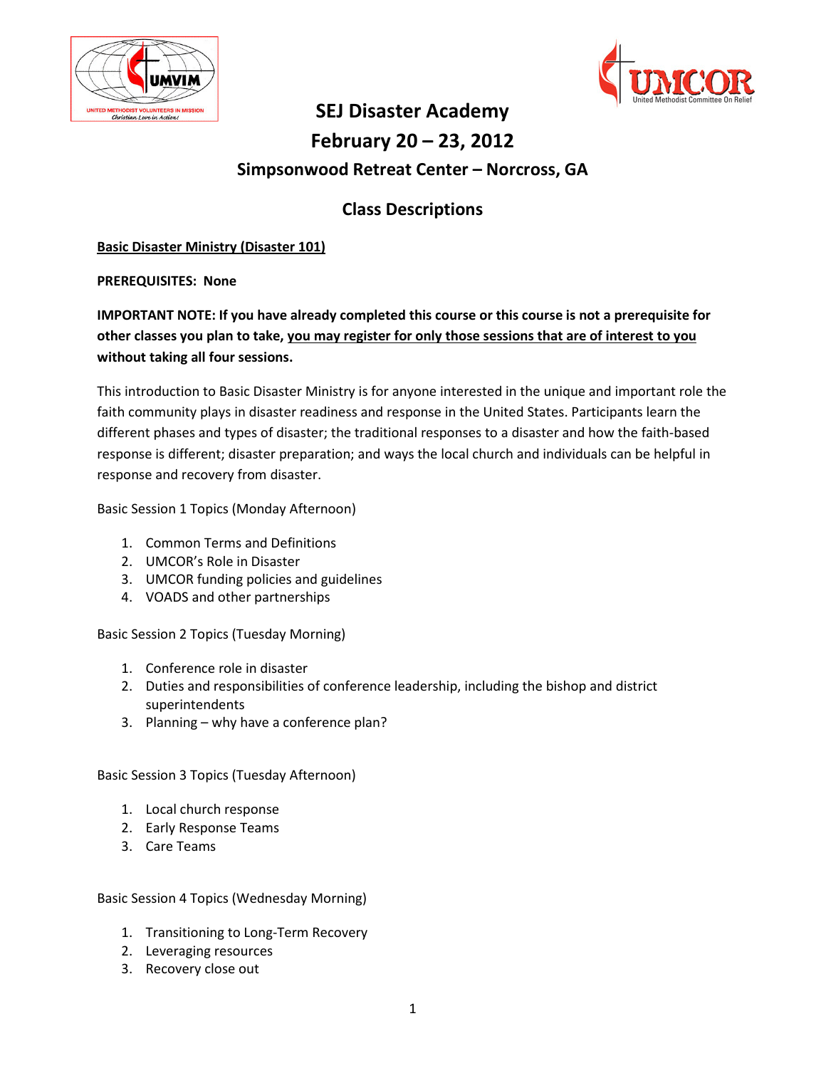# SEJ Disaster Academy

## February 20 – 23, 2012

### Simpsonwood Retreat Center – Norcross, GA

## Class Descriptions

**Basic Disaster Ministry (Disaster 101)**

**PREREQUISITES: None**

**IMPORTANT NOTE: If you have already completed this course or this course is not a prerequisite for other classes you plan to take, you may register for only those sessions that are of interest to you without taking all four sessions.**

This introduction to Basic Disaster Ministry is for anyone interested in the unique and important role the faith community plays in disaster readiness and response in the United States. Participants learn the different phases and types of disaster; the traditional responses to a disaster and how the faith-based response is different; disaster preparation; and ways the local church and individuals can be helpful in response and recovery from disaster.

Basic Session 1 Topics (Monday Afternoon)

1. Common Terms and Definitions
2. UMCOR's Role in Disaster
3. UMCOR funding policies and guidelines
4. VOADS and other partnerships

Basic Session 2 Topics (Tuesday Morning)

1. Conference role in disaster
2. Duties and responsibilities of conference leadership, including the bishop and district superintendents
3. Planning – why have a conference plan?

Basic Session 3 Topics (Tuesday Afternoon)

1. Local church response
2. Early Response Teams
3. Care Teams

Basic Session 4 Topics (Wednesday Morning)

1. Transitioning to Long-Term Recovery
2. Leveraging resources
3. Recovery close out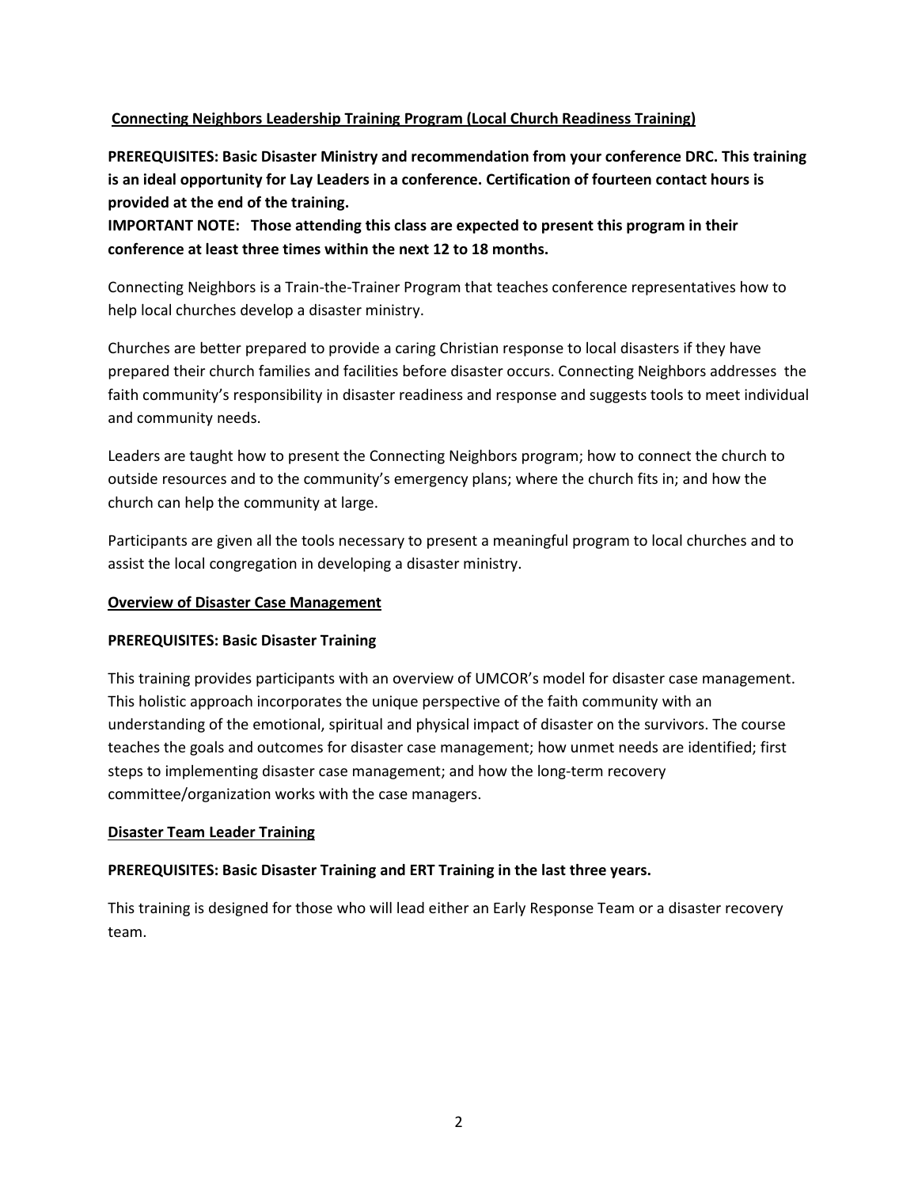## Connecting Neighbors Leadership Training Program (Local Church Readiness Training)

**PREREQUISITES: Basic Disaster Ministry and recommendation from your conference DRC. This training is an ideal opportunity for Lay Leaders in a conference. Certification of fourteen contact hours is provided at the end of the training.**

**IMPORTANT NOTE: Those attending this class are expected to present this program in their conference at least three times within the next 12 to 18 months.**

Connecting Neighbors is a Train-the-Trainer Program that teaches conference representatives how to help local churches develop a disaster ministry.

Churches are better prepared to provide a caring Christian response to local disasters if they have prepared their church families and facilities before disaster occurs. Connecting Neighbors addresses the faith community's responsibility in disaster readiness and response and suggests tools to meet individual and community needs.

Leaders are taught how to present the Connecting Neighbors program; how to connect the church to outside resources and to the community's emergency plans; where the church fits in; and how the church can help the community at large.

Participants are given all the tools necessary to present a meaningful program to local churches and to assist the local congregation in developing a disaster ministry.

## Overview of Disaster Case Management

**PREREQUISITES: Basic Disaster Training**

This training provides participants with an overview of UMCOR's model for disaster case management. This holistic approach incorporates the unique perspective of the faith community with an understanding of the emotional, spiritual and physical impact of disaster on the survivors. The course teaches the goals and outcomes for disaster case management; how unmet needs are identified; first steps to implementing disaster case management; and how the long-term recovery committee/organization works with the case managers.

## Disaster Team Leader Training

**PREREQUISITES: Basic Disaster Training and ERT Training in the last three years.**

This training is designed for those who will lead either an Early Response Team or a disaster recovery team.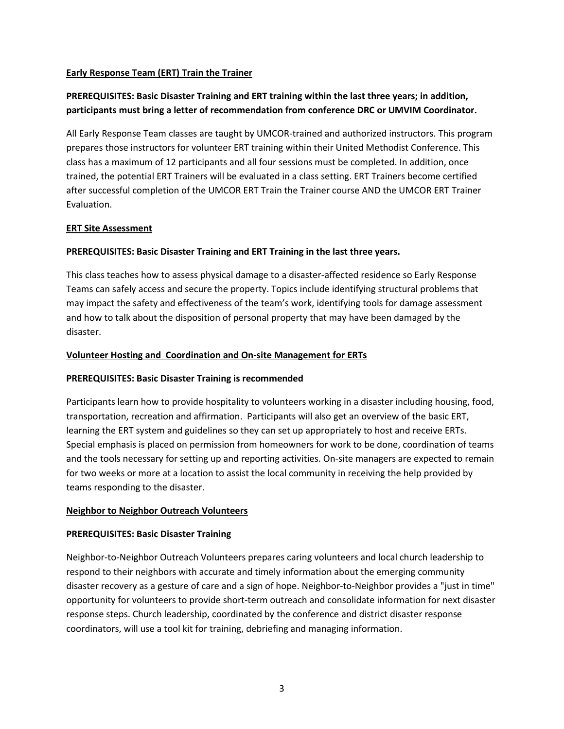## Early Response Team (ERT) Train the Trainer

**PREREQUISITES: Basic Disaster Training and ERT training within the last three years; in addition, participants must bring a letter of recommendation from conference DRC or UMVIM Coordinator.**

All Early Response Team classes are taught by UMCOR-trained and authorized instructors. This program prepares those instructors for volunteer ERT training within their United Methodist Conference. This class has a maximum of 12 participants and all four sessions must be completed. In addition, once trained, the potential ERT Trainers will be evaluated in a class setting. ERT Trainers become certified after successful completion of the UMCOR ERT Train the Trainer course AND the UMCOR ERT Trainer Evaluation.

## ERT Site Assessment

**PREREQUISITES: Basic Disaster Training and ERT Training in the last three years.**

This class teaches how to assess physical damage to a disaster-affected residence so Early Response Teams can safely access and secure the property. Topics include identifying structural problems that may impact the safety and effectiveness of the team's work, identifying tools for damage assessment and how to talk about the disposition of personal property that may have been damaged by the disaster.

## Volunteer Hosting and Coordination and On-site Management for ERTs

**PREREQUISITES: Basic Disaster Training is recommended**

Participants learn how to provide hospitality to volunteers working in a disaster including housing, food, transportation, recreation and affirmation. Participants will also get an overview of the basic ERT, learning the ERT system and guidelines so they can set up appropriately to host and receive ERTs. Special emphasis is placed on permission from homeowners for work to be done, coordination of teams and the tools necessary for setting up and reporting activities. On-site managers are expected to remain for two weeks or more at a location to assist the local community in receiving the help provided by teams responding to the disaster.

## Neighbor to Neighbor Outreach Volunteers

**PREREQUISITES: Basic Disaster Training**

Neighbor-to-Neighbor Outreach Volunteers prepares caring volunteers and local church leadership to respond to their neighbors with accurate and timely information about the emerging community disaster recovery as a gesture of care and a sign of hope. Neighbor-to-Neighbor provides a "just in time" opportunity for volunteers to provide short-term outreach and consolidate information for next disaster response steps. Church leadership, coordinated by the conference and district disaster response coordinators, will use a tool kit for training, debriefing and managing information.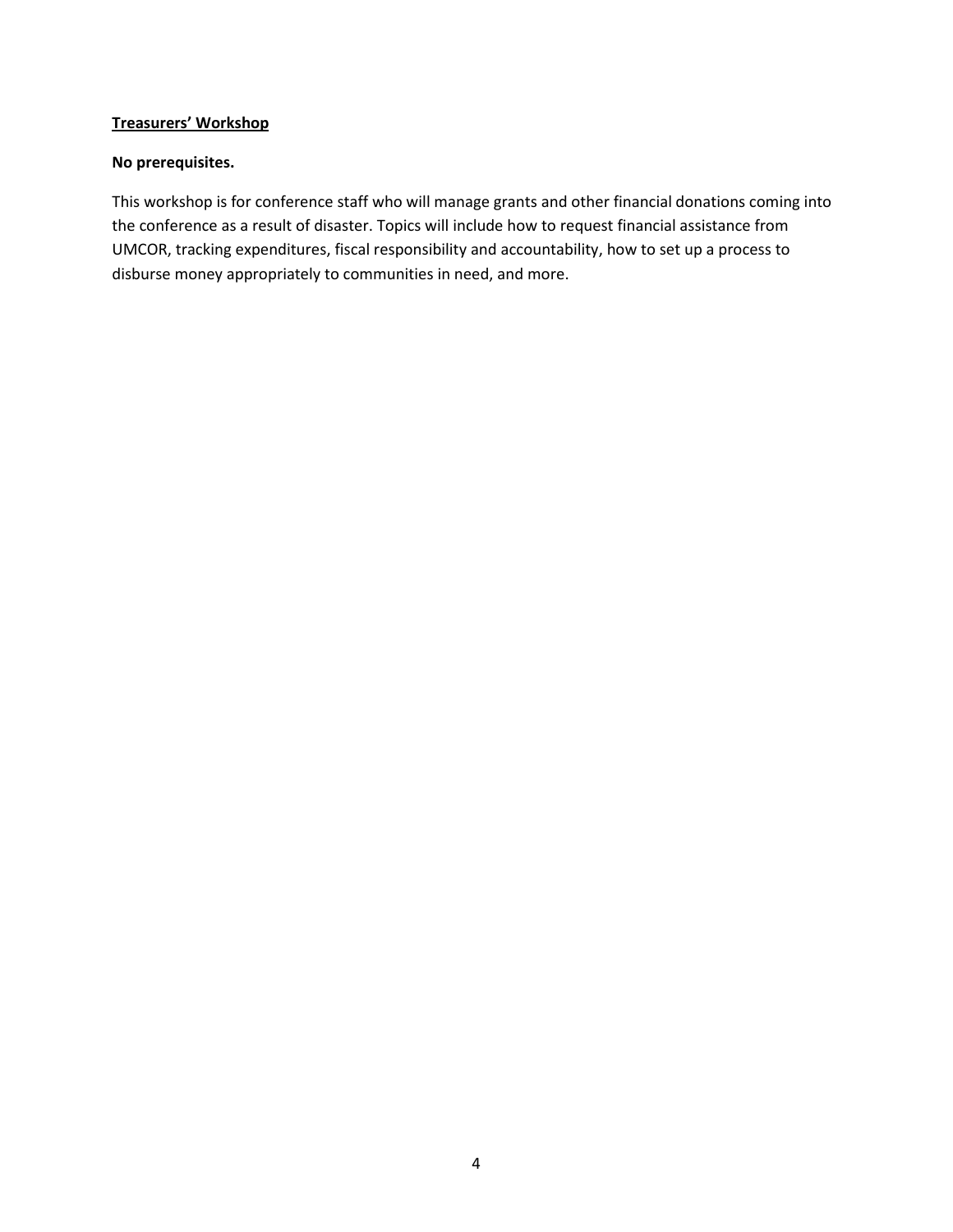**<u>Treasurers' Workshop</u>**

**No prerequisites.**

This workshop is for conference staff who will manage grants and other financial donations coming into the conference as a result of disaster. Topics will include how to request financial assistance from UMCOR, tracking expenditures, fiscal responsibility and accountability, how to set up a process to disburse money appropriately to communities in need, and more.